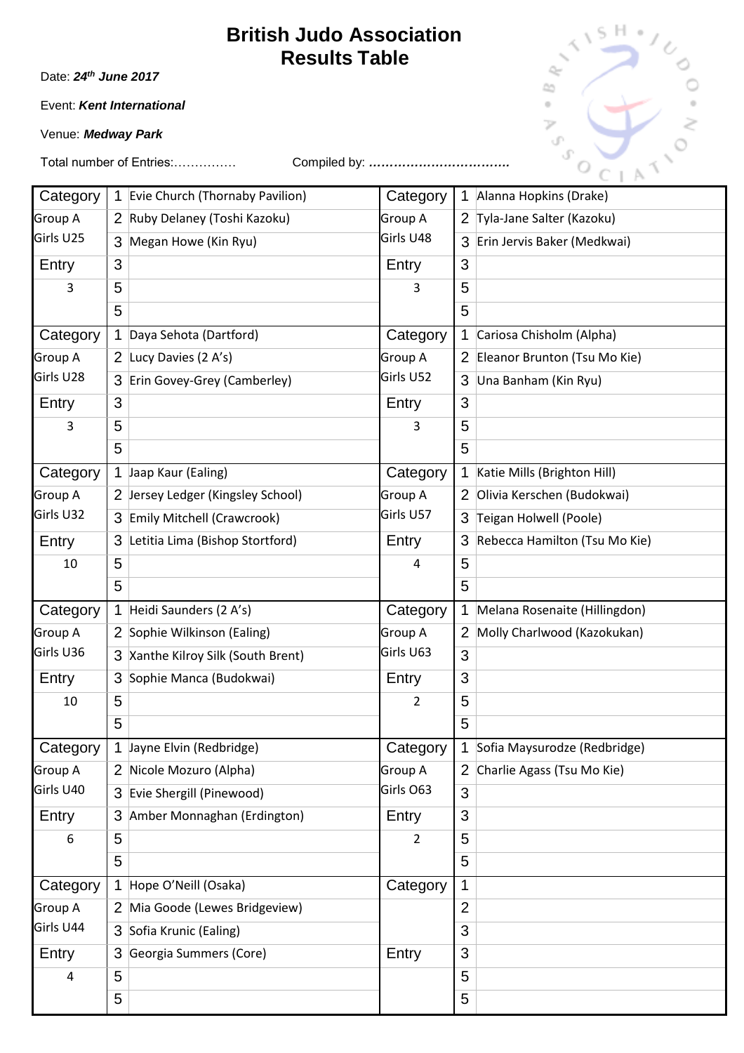# British Judo Association
# Results Table

Date: ***24th June 2017***

Event: ***Kent International***

Venue: ***Medway Park***

Total number of Entries:……………  Compiled by: **……………………………..**

| Category | | | Category | | |
|---|---|---|---|---|---|
| Group A | 1 | Evie Church (Thornaby Pavilion) | Group A | 1 | Alanna Hopkins (Drake) |
| Girls U25 | 2 | Ruby Delaney (Toshi Kazoku) | Girls U48 | 2 | Tyla-Jane Salter (Kazoku) |
| | 3 | Megan Howe (Kin Ryu) | | 3 | Erin Jervis Baker (Medkwai) |
| Entry | 3 | | Entry | 3 | |
| 3 | 5 | | 3 | 5 | |
| | 5 | | | 5 | |
| Category | 1 | Daya Sehota (Dartford) | Category | 1 | Cariosa Chisholm (Alpha) |
| Group A | 2 | Lucy Davies (2 A's) | Group A | 2 | Eleanor Brunton (Tsu Mo Kie) |
| Girls U28 | 3 | Erin Govey-Grey (Camberley) | Girls U52 | 3 | Una Banham (Kin Ryu) |
| Entry | 3 | | Entry | 3 | |
| 3 | 5 | | 3 | 5 | |
| | 5 | | | 5 | |
| Category | 1 | Jaap Kaur (Ealing) | Category | 1 | Katie Mills (Brighton Hill) |
| Group A | 2 | Jersey Ledger (Kingsley School) | Group A | 2 | Olivia Kerschen (Budokwai) |
| Girls U32 | 3 | Emily Mitchell (Crawcrook) | Girls U57 | 3 | Teigan Holwell (Poole) |
| Entry | 3 | Letitia Lima (Bishop Stortford) | Entry | 3 | Rebecca Hamilton (Tsu Mo Kie) |
| 10 | 5 | | 4 | 5 | |
| | 5 | | | 5 | |
| Category | 1 | Heidi Saunders (2 A's) | Category | 1 | Melana Rosenaite (Hillingdon) |
| Group A | 2 | Sophie Wilkinson (Ealing) | Group A | 2 | Molly Charlwood (Kazokukan) |
| Girls U36 | 3 | Xanthe Kilroy Silk (South Brent) | Girls U63 | 3 | |
| Entry | 3 | Sophie Manca (Budokwai) | Entry | 3 | |
| 10 | 5 | | 2 | 5 | |
| | 5 | | | 5 | |
| Category | 1 | Jayne Elvin (Redbridge) | Category | 1 | Sofia Maysurodze (Redbridge) |
| Group A | 2 | Nicole Mozuro (Alpha) | Group A | 2 | Charlie Agass (Tsu Mo Kie) |
| Girls U40 | 3 | Evie Shergill (Pinewood) | Girls O63 | 3 | |
| Entry | 3 | Amber Monnaghan (Erdington) | Entry | 3 | |
| 6 | 5 | | 2 | 5 | |
| | 5 | | | 5 | |
| Category | 1 | Hope O'Neill (Osaka) | Category | 1 | |
| Group A | 2 | Mia Goode (Lewes Bridgeview) | | 2 | |
| Girls U44 | 3 | Sofia Krunic (Ealing) | | 3 | |
| Entry | 3 | Georgia Summers (Core) | Entry | 3 | |
| 4 | 5 | | | 5 | |
| | 5 | | | 5 | |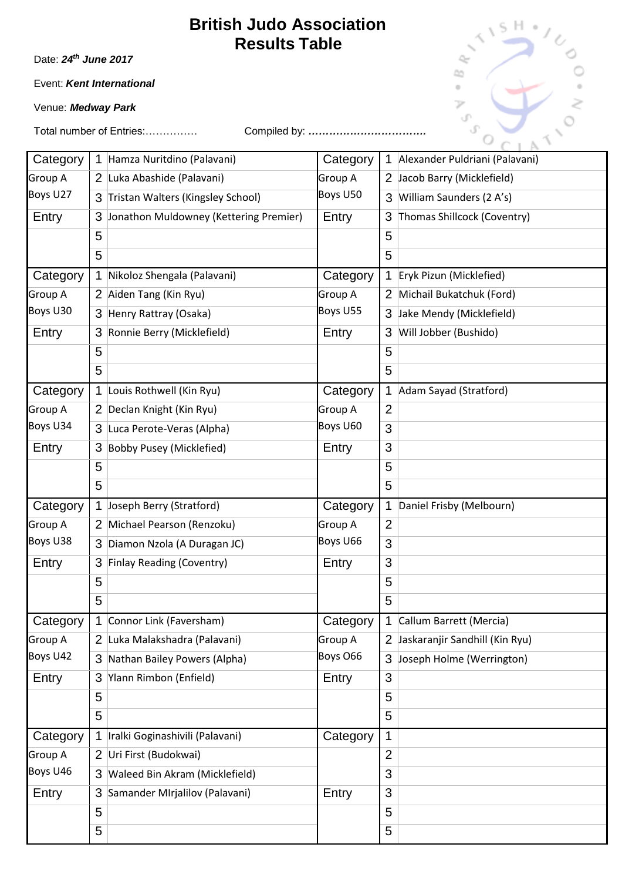# British Judo Association
## Results Table

Date: ***24th June 2017***

Event: ***Kent International***

Venue: ***Medway Park***

Total number of Entries:……………  Compiled by: **……………………………**

| Category | Place | Name | Category | Place | Name |
|---|---|---|---|---|---|
| Category | 1 | Hamza Nuritdino (Palavani) | Category | 1 | Alexander Puldriani (Palavani) |
| Group A | 2 | Luka Abashide (Palavani) | Group A | 2 | Jacob Barry (Micklefield) |
| Boys U27 | 3 | Tristan Walters (Kingsley School) | Boys U50 | 3 | William Saunders (2 A's) |
| Entry | 3 | Jonathon Muldowney (Kettering Premier) | Entry | 3 | Thomas Shillcock (Coventry) |
| | 5 | | | 5 | |
| | 5 | | | 5 | |
| Category | 1 | Nikoloz Shengala (Palavani) | Category | 1 | Eryk Pizun (Micklefied) |
| Group A | 2 | Aiden Tang (Kin Ryu) | Group A | 2 | Michail Bukatchuk (Ford) |
| Boys U30 | 3 | Henry Rattray (Osaka) | Boys U55 | 3 | Jake Mendy (Micklefield) |
| Entry | 3 | Ronnie Berry (Micklefield) | Entry | 3 | Will Jobber (Bushido) |
| | 5 | | | 5 | |
| | 5 | | | 5 | |
| Category | 1 | Louis Rothwell (Kin Ryu) | Category | 1 | Adam Sayad (Stratford) |
| Group A | 2 | Declan Knight (Kin Ryu) | Group A | 2 | |
| Boys U34 | 3 | Luca Perote-Veras (Alpha) | Boys U60 | 3 | |
| Entry | 3 | Bobby Pusey (Micklefied) | Entry | 3 | |
| | 5 | | | 5 | |
| | 5 | | | 5 | |
| Category | 1 | Joseph Berry (Stratford) | Category | 1 | Daniel Frisby (Melbourn) |
| Group A | 2 | Michael Pearson (Renzoku) | Group A | 2 | |
| Boys U38 | 3 | Diamon Nzola (A Duragan JC) | Boys U66 | 3 | |
| Entry | 3 | Finlay Reading (Coventry) | Entry | 3 | |
| | 5 | | | 5 | |
| | 5 | | | 5 | |
| Category | 1 | Connor Link (Faversham) | Category | 1 | Callum Barrett (Mercia) |
| Group A | 2 | Luka Malakshadra (Palavani) | Group A | 2 | Jaskaranjir Sandhill (Kin Ryu) |
| Boys U42 | 3 | Nathan Bailey Powers (Alpha) | Boys O66 | 3 | Joseph Holme (Werrington) |
| Entry | 3 | Ylann Rimbon (Enfield) | Entry | 3 | |
| | 5 | | | 5 | |
| | 5 | | | 5 | |
| Category | 1 | Iralki Goginashivili (Palavani) | Category | 1 | |
| Group A | 2 | Uri First (Budokwai) | | 2 | |
| Boys U46 | 3 | Waleed Bin Akram (Micklefield) | | 3 | |
| Entry | 3 | Samander MIrjalilov (Palavani) | Entry | 3 | |
| | 5 | | | 5 | |
| | 5 | | | 5 | |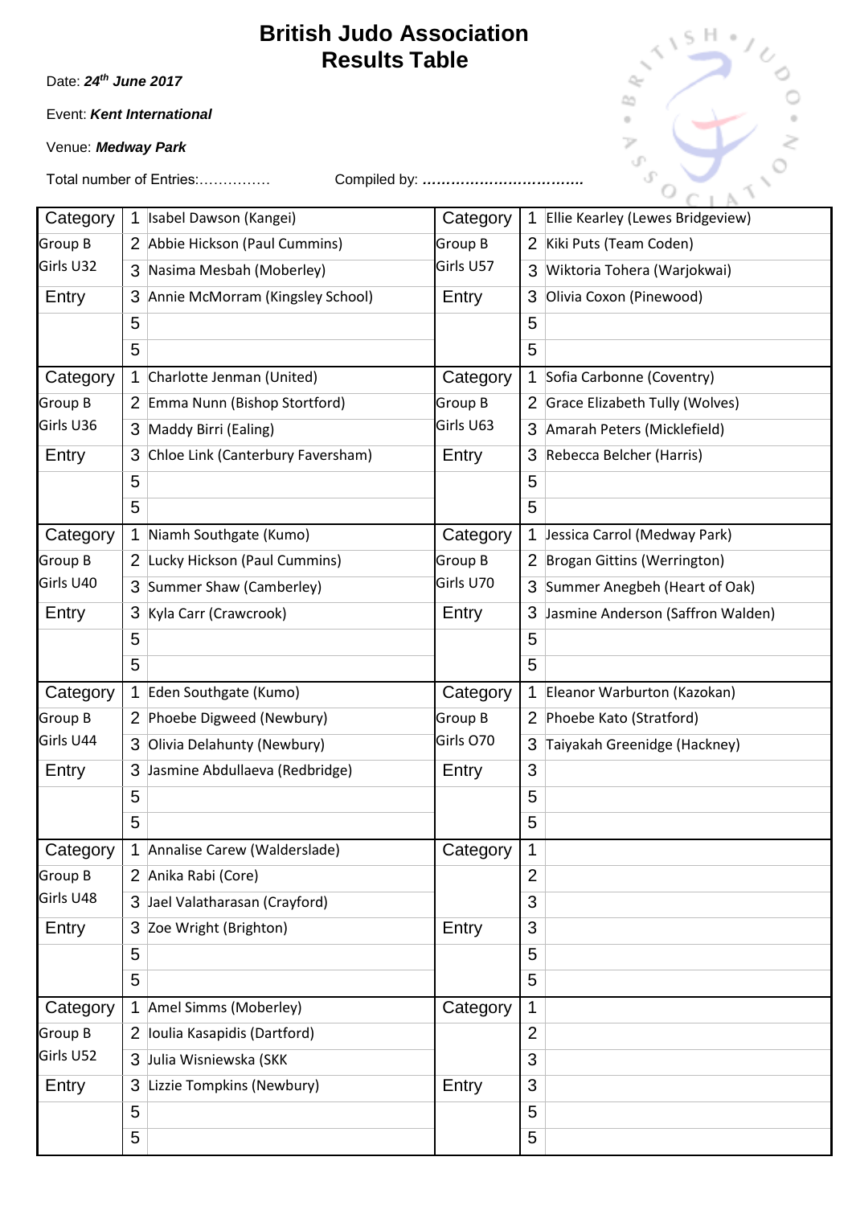# British Judo Association
# Results Table

Date: ***24th June 2017***

Event: ***Kent International***

Venue: ***Medway Park***

Total number of Entries:…………… Compiled by: **……………………………**

| Category | | | Category | | |
|---|---|---|---|---|---|
| Group B | 1 | Isabel Dawson (Kangei) | Group B | 1 | Ellie Kearley (Lewes Bridgeview) |
| Girls U32 | 2 | Abbie Hickson (Paul Cummins) | Girls U57 | 2 | Kiki Puts (Team Coden) |
| | 3 | Nasima Mesbah (Moberley) | | 3 | Wiktoria Tohera (Warjokwai) |
| Entry | 3 | Annie McMorram (Kingsley School) | Entry | 3 | Olivia Coxon (Pinewood) |
| | 5 | | | 5 | |
| | 5 | | | 5 | |
| Category | | | Category | | |
| Group B | 1 | Charlotte Jenman (United) | Group B | 1 | Sofia Carbonne (Coventry) |
| Girls U36 | 2 | Emma Nunn (Bishop Stortford) | Girls U63 | 2 | Grace Elizabeth Tully (Wolves) |
| | 3 | Maddy Birri (Ealing) | | 3 | Amarah Peters (Micklefield) |
| Entry | 3 | Chloe Link (Canterbury Faversham) | Entry | 3 | Rebecca Belcher (Harris) |
| | 5 | | | 5 | |
| | 5 | | | 5 | |
| Category | | | Category | | |
| Group B | 1 | Niamh Southgate (Kumo) | Group B | 1 | Jessica Carrol (Medway Park) |
| Girls U40 | 2 | Lucky Hickson (Paul Cummins) | Girls U70 | 2 | Brogan Gittins (Werrington) |
| | 3 | Summer Shaw (Camberley) | | 3 | Summer Anegbeh (Heart of Oak) |
| Entry | 3 | Kyla Carr (Crawcrook) | Entry | 3 | Jasmine Anderson (Saffron Walden) |
| | 5 | | | 5 | |
| | 5 | | | 5 | |
| Category | | | Category | | |
| Group B | 1 | Eden Southgate (Kumo) | Group B | 1 | Eleanor Warburton (Kazokan) |
| Girls U44 | 2 | Phoebe Digweed (Newbury) | Girls O70 | 2 | Phoebe Kato (Stratford) |
| | 3 | Olivia Delahunty (Newbury) | | 3 | Taiyakah Greenidge (Hackney) |
| Entry | 3 | Jasmine Abdullaeva (Redbridge) | Entry | 3 | |
| | 5 | | | 5 | |
| | 5 | | | 5 | |
| Category | | | Category | | |
| Group B | 1 | Annalise Carew (Walderslade) | | 1 | |
| Girls U48 | 2 | Anika Rabi (Core) | | 2 | |
| | 3 | Jael Valatharasan (Crayford) | | 3 | |
| Entry | 3 | Zoe Wright (Brighton) | Entry | 3 | |
| | 5 | | | 5 | |
| | 5 | | | 5 | |
| Category | | | Category | | |
| Group B | 1 | Amel Simms (Moberley) | | 1 | |
| Girls U52 | 2 | Ioulia Kasapidis (Dartford) | | 2 | |
| | 3 | Julia Wisniewska (SKK | | 3 | |
| Entry | 3 | Lizzie Tompkins (Newbury) | Entry | 3 | |
| | 5 | | | 5 | |
| | 5 | | | 5 | |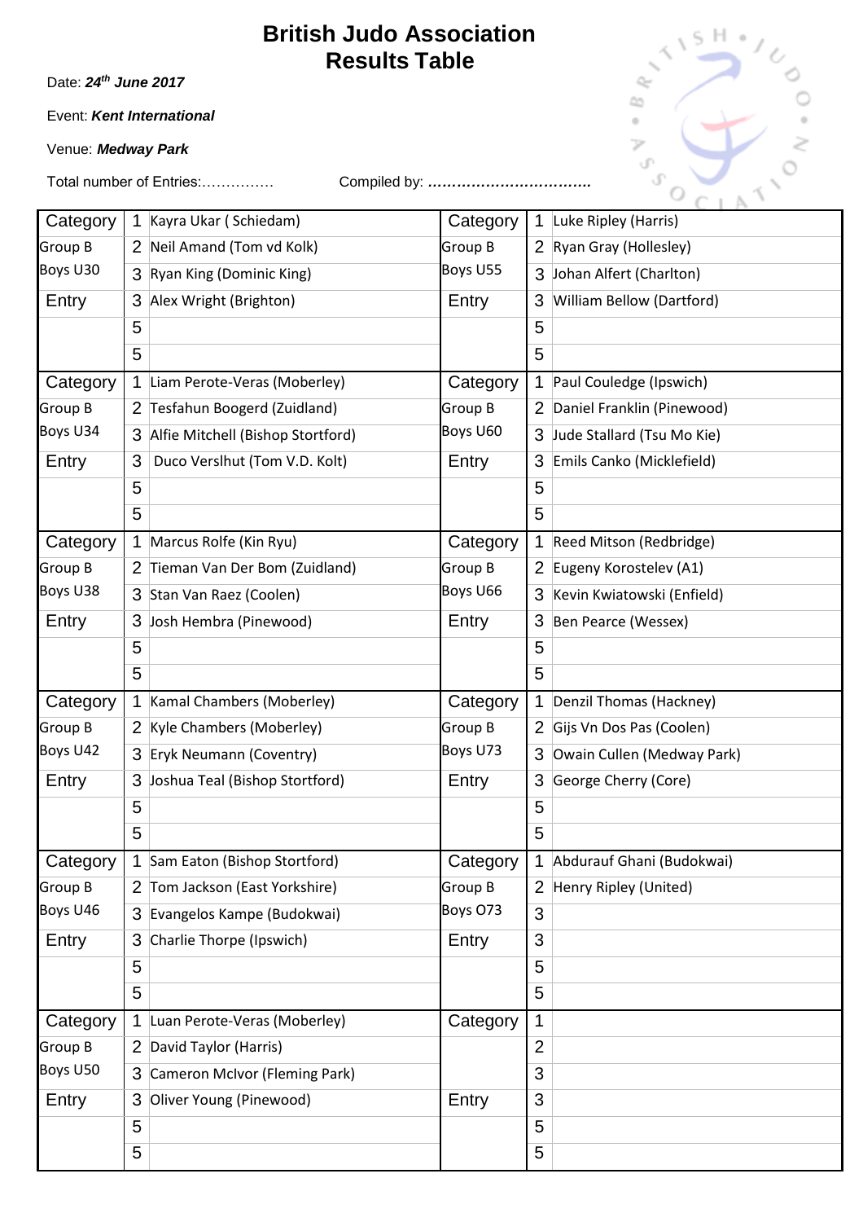# British Judo Association
# Results Table

Date: ***24th June 2017***

Event: ***Kent International***

Venue: ***Medway Park***

Total number of Entries:…………… Compiled by: **……………………………**

| Category | | | Category | | |
|---|---|---|---|---|---|
| Category | 1 | Kayra Ukar ( Schiedam) | Category | 1 | Luke Ripley (Harris) |
| Group B | 2 | Neil Amand (Tom vd Kolk) | Group B | 2 | Ryan Gray (Hollesley) |
| Boys U30 | 3 | Ryan King (Dominic King) | Boys U55 | 3 | Johan Alfert (Charlton) |
| Entry | 3 | Alex Wright (Brighton) | Entry | 3 | William Bellow (Dartford) |
| | 5 | | | 5 | |
| | 5 | | | 5 | |
| Category | 1 | Liam Perote-Veras (Moberley) | Category | 1 | Paul Couledge (Ipswich) |
| Group B | 2 | Tesfahun Boogerd (Zuidland) | Group B | 2 | Daniel Franklin (Pinewood) |
| Boys U34 | 3 | Alfie Mitchell (Bishop Stortford) | Boys U60 | 3 | Jude Stallard (Tsu Mo Kie) |
| Entry | 3 | Duco Verslhut (Tom V.D. Kolt) | Entry | 3 | Emils Canko (Micklefield) |
| | 5 | | | 5 | |
| | 5 | | | 5 | |
| Category | 1 | Marcus Rolfe (Kin Ryu) | Category | 1 | Reed Mitson (Redbridge) |
| Group B | 2 | Tieman Van Der Bom (Zuidland) | Group B | 2 | Eugeny Korostelev (A1) |
| Boys U38 | 3 | Stan Van Raez (Coolen) | Boys U66 | 3 | Kevin Kwiatowski (Enfield) |
| Entry | 3 | Josh Hembra (Pinewood) | Entry | 3 | Ben Pearce (Wessex) |
| | 5 | | | 5 | |
| | 5 | | | 5 | |
| Category | 1 | Kamal Chambers (Moberley) | Category | 1 | Denzil Thomas (Hackney) |
| Group B | 2 | Kyle Chambers (Moberley) | Group B | 2 | Gijs Vn Dos Pas (Coolen) |
| Boys U42 | 3 | Eryk Neumann (Coventry) | Boys U73 | 3 | Owain Cullen (Medway Park) |
| Entry | 3 | Joshua Teal (Bishop Stortford) | Entry | 3 | George Cherry (Core) |
| | 5 | | | 5 | |
| | 5 | | | 5 | |
| Category | 1 | Sam Eaton (Bishop Stortford) | Category | 1 | Abdurauf Ghani (Budokwai) |
| Group B | 2 | Tom Jackson (East Yorkshire) | Group B | 2 | Henry Ripley (United) |
| Boys U46 | 3 | Evangelos Kampe (Budokwai) | Boys O73 | 3 | |
| Entry | 3 | Charlie Thorpe (Ipswich) | Entry | 3 | |
| | 5 | | | 5 | |
| | 5 | | | 5 | |
| Category | 1 | Luan Perote-Veras (Moberley) | Category | 1 | |
| Group B | 2 | David Taylor (Harris) | | 2 | |
| Boys U50 | 3 | Cameron McIvor (Fleming Park) | | 3 | |
| Entry | 3 | Oliver Young (Pinewood) | Entry | 3 | |
| | 5 | | | 5 | |
| | 5 | | | 5 | |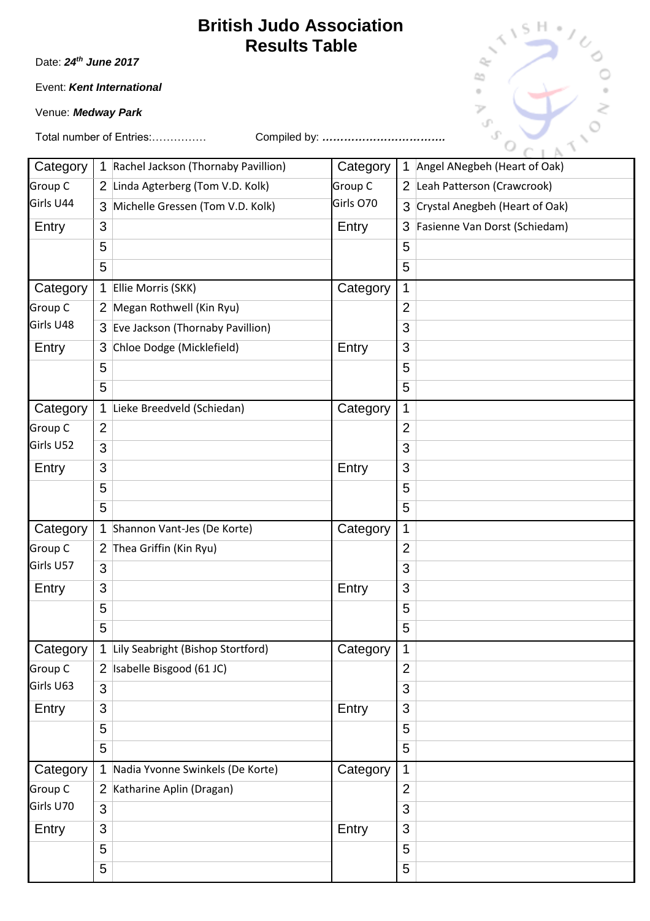# British Judo Association
# Results Table

Date: ***24th June 2017***

Event: ***Kent International***

Venue: ***Medway Park***

Total number of Entries:……………  Compiled by: **……………………………**

| Category | | | Category | | |
|---|---|---|---|---|---|
| Group C | 1 | Rachel Jackson (Thornaby Pavillion) | Group C | 1 | Angel ANegbeh (Heart of Oak) |
| Girls U44 | 2 | Linda Agterberg (Tom V.D. Kolk) | Girls O70 | 2 | Leah Patterson (Crawcrook) |
| | 3 | Michelle Gressen (Tom V.D. Kolk) | | 3 | Crystal Anegbeh (Heart of Oak) |
| Entry | 3 | | Entry | 3 | Fasienne Van Dorst (Schiedam) |
| | 5 | | | 5 | |
| | 5 | | | 5 | |
| Category | 1 | Ellie Morris (SKK) | Category | 1 | |
| Group C | 2 | Megan Rothwell (Kin Ryu) | | 2 | |
| Girls U48 | 3 | Eve Jackson (Thornaby Pavillion) | | 3 | |
| Entry | 3 | Chloe Dodge (Micklefield) | Entry | 3 | |
| | 5 | | | 5 | |
| | 5 | | | 5 | |
| Category | 1 | Lieke Breedveld (Schiedan) | Category | 1 | |
| Group C | 2 | | | 2 | |
| Girls U52 | 3 | | | 3 | |
| Entry | 3 | | Entry | 3 | |
| | 5 | | | 5 | |
| | 5 | | | 5 | |
| Category | 1 | Shannon Vant-Jes (De Korte) | Category | 1 | |
| Group C | 2 | Thea Griffin (Kin Ryu) | | 2 | |
| Girls U57 | 3 | | | 3 | |
| Entry | 3 | | Entry | 3 | |
| | 5 | | | 5 | |
| | 5 | | | 5 | |
| Category | 1 | Lily Seabright (Bishop Stortford) | Category | 1 | |
| Group C | 2 | Isabelle Bisgood (61 JC) | | 2 | |
| Girls U63 | 3 | | | 3 | |
| Entry | 3 | | Entry | 3 | |
| | 5 | | | 5 | |
| | 5 | | | 5 | |
| Category | 1 | Nadia Yvonne Swinkels (De Korte) | Category | 1 | |
| Group C | 2 | Katharine Aplin (Dragan) | | 2 | |
| Girls U70 | 3 | | | 3 | |
| Entry | 3 | | Entry | 3 | |
| | 5 | | | 5 | |
| | 5 | | | 5 | |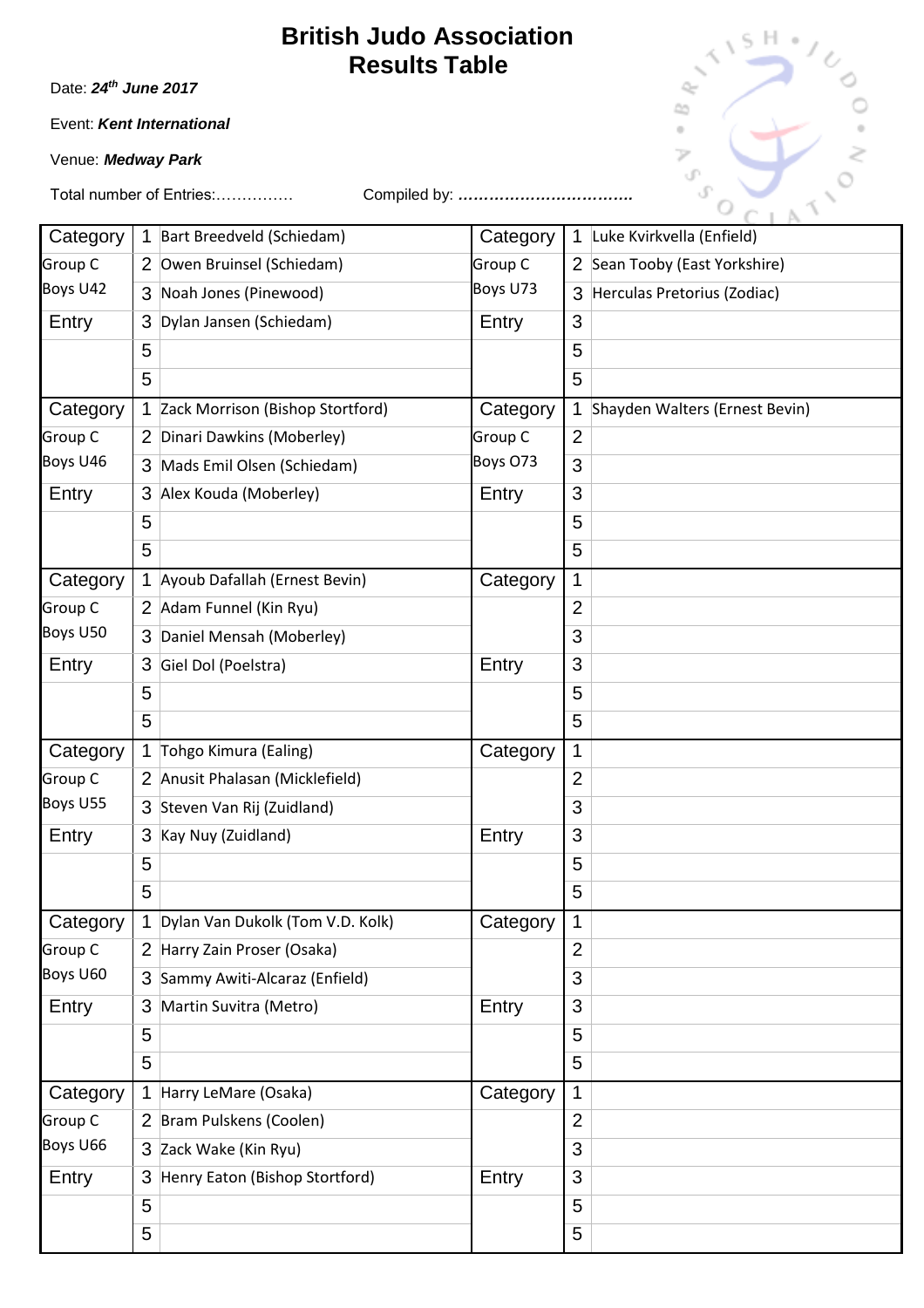# British Judo Association
# Results Table

Date: ***24th June 2017***

Event: ***Kent International***

Venue: ***Medway Park***

Total number of Entries:…………… Compiled by: **……………………………**

| | | | | | |
|---|---|---|---|---|---|
| Category | 1 | Bart Breedveld (Schiedam) | Category | 1 | Luke Kvirkvella (Enfield) |
| Group C | 2 | Owen Bruinsel (Schiedam) | Group C | 2 | Sean Tooby (East Yorkshire) |
| Boys U42 | 3 | Noah Jones (Pinewood) | Boys U73 | 3 | Herculas Pretorius (Zodiac) |
| Entry | 3 | Dylan Jansen (Schiedam) | Entry | 3 | |
| | 5 | | | 5 | |
| | 5 | | | 5 | |
| Category | 1 | Zack Morrison (Bishop Stortford) | Category | 1 | Shayden Walters (Ernest Bevin) |
| Group C | 2 | Dinari Dawkins (Moberley) | Group C | 2 | |
| Boys U46 | 3 | Mads Emil Olsen (Schiedam) | Boys O73 | 3 | |
| Entry | 3 | Alex Kouda (Moberley) | Entry | 3 | |
| | 5 | | | 5 | |
| | 5 | | | 5 | |
| Category | 1 | Ayoub Dafallah (Ernest Bevin) | Category | 1 | |
| Group C | 2 | Adam Funnel (Kin Ryu) | | 2 | |
| Boys U50 | 3 | Daniel Mensah (Moberley) | | 3 | |
| Entry | 3 | Giel Dol (Poelstra) | Entry | 3 | |
| | 5 | | | 5 | |
| | 5 | | | 5 | |
| Category | 1 | Tohgo Kimura (Ealing) | Category | 1 | |
| Group C | 2 | Anusit Phalasan (Micklefield) | | 2 | |
| Boys U55 | 3 | Steven Van Rij (Zuidland) | | 3 | |
| Entry | 3 | Kay Nuy (Zuidland) | Entry | 3 | |
| | 5 | | | 5 | |
| | 5 | | | 5 | |
| Category | 1 | Dylan Van Dukolk (Tom V.D. Kolk) | Category | 1 | |
| Group C | 2 | Harry Zain Proser (Osaka) | | 2 | |
| Boys U60 | 3 | Sammy Awiti-Alcaraz (Enfield) | | 3 | |
| Entry | 3 | Martin Suvitra (Metro) | Entry | 3 | |
| | 5 | | | 5 | |
| | 5 | | | 5 | |
| Category | 1 | Harry LeMare (Osaka) | Category | 1 | |
| Group C | 2 | Bram Pulskens (Coolen) | | 2 | |
| Boys U66 | 3 | Zack Wake (Kin Ryu) | | 3 | |
| Entry | 3 | Henry Eaton (Bishop Stortford) | Entry | 3 | |
| | 5 | | | 5 | |
| | 5 | | | 5 | |